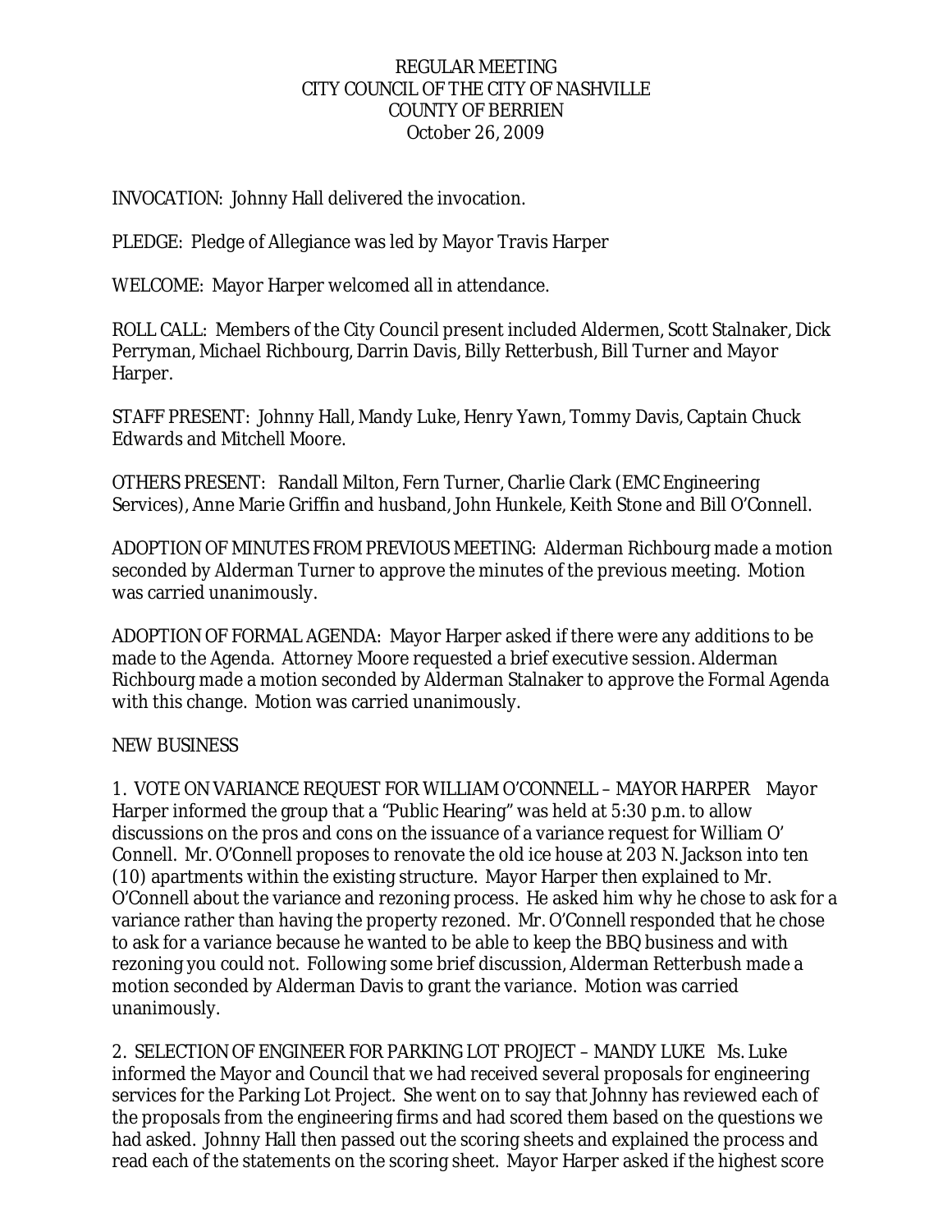REGULAR MEETING
CITY COUNCIL OF THE CITY OF NASHVILLE
COUNTY OF BERRIEN
October 26, 2009

INVOCATION: Johnny Hall delivered the invocation.

PLEDGE: Pledge of Allegiance was led by Mayor Travis Harper

WELCOME: Mayor Harper welcomed all in attendance.

ROLL CALL: Members of the City Council present included Aldermen, Scott Stalnaker, Dick Perryman, Michael Richbourg, Darrin Davis, Billy Retterbush, Bill Turner and Mayor Harper.

STAFF PRESENT: Johnny Hall, Mandy Luke, Henry Yawn, Tommy Davis, Captain Chuck Edwards and Mitchell Moore.

OTHERS PRESENT: Randall Milton, Fern Turner, Charlie Clark (EMC Engineering Services), Anne Marie Griffin and husband, John Hunkele, Keith Stone and Bill O'Connell.

ADOPTION OF MINUTES FROM PREVIOUS MEETING: Alderman Richbourg made a motion seconded by Alderman Turner to approve the minutes of the previous meeting. Motion was carried unanimously.

ADOPTION OF FORMAL AGENDA: Mayor Harper asked if there were any additions to be made to the Agenda. Attorney Moore requested a brief executive session. Alderman Richbourg made a motion seconded by Alderman Stalnaker to approve the Formal Agenda with this change. Motion was carried unanimously.

NEW BUSINESS

1. VOTE ON VARIANCE REQUEST FOR WILLIAM O'CONNELL – MAYOR HARPER Mayor Harper informed the group that a "Public Hearing" was held at 5:30 p.m. to allow discussions on the pros and cons on the issuance of a variance request for William O' Connell. Mr. O'Connell proposes to renovate the old ice house at 203 N. Jackson into ten (10) apartments within the existing structure. Mayor Harper then explained to Mr. O'Connell about the variance and rezoning process. He asked him why he chose to ask for a variance rather than having the property rezoned. Mr. O'Connell responded that he chose to ask for a variance because he wanted to be able to keep the BBQ business and with rezoning you could not. Following some brief discussion, Alderman Retterbush made a motion seconded by Alderman Davis to grant the variance. Motion was carried unanimously.

2. SELECTION OF ENGINEER FOR PARKING LOT PROJECT – MANDY LUKE Ms. Luke informed the Mayor and Council that we had received several proposals for engineering services for the Parking Lot Project. She went on to say that Johnny has reviewed each of the proposals from the engineering firms and had scored them based on the questions we had asked. Johnny Hall then passed out the scoring sheets and explained the process and read each of the statements on the scoring sheet. Mayor Harper asked if the highest score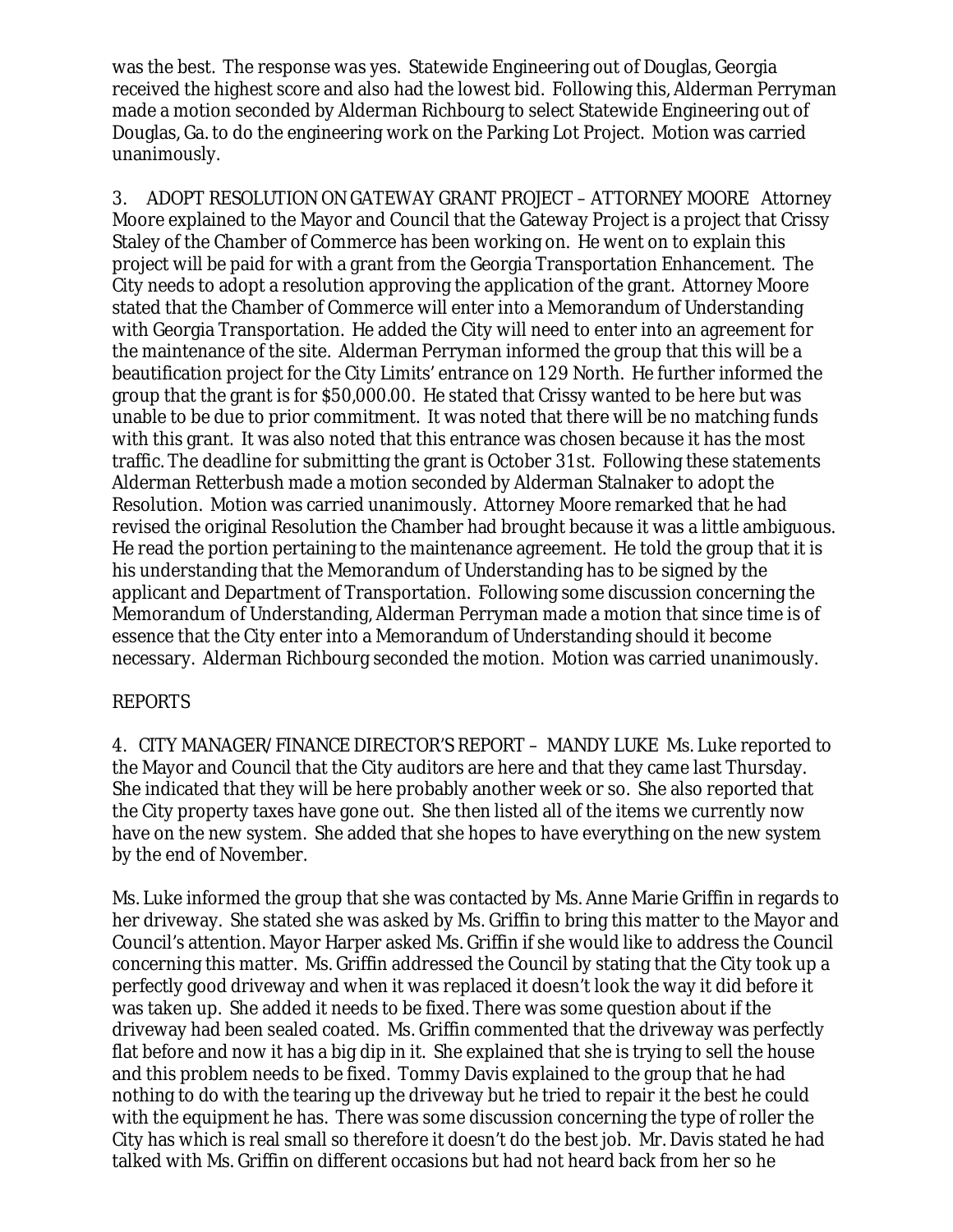was the best. The response was yes. Statewide Engineering out of Douglas, Georgia received the highest score and also had the lowest bid. Following this, Alderman Perryman made a motion seconded by Alderman Richbourg to select Statewide Engineering out of Douglas, Ga. to do the engineering work on the Parking Lot Project. Motion was carried unanimously.

3. ADOPT RESOLUTION ON GATEWAY GRANT PROJECT – ATTORNEY MOORE Attorney Moore explained to the Mayor and Council that the Gateway Project is a project that Crissy Staley of the Chamber of Commerce has been working on. He went on to explain this project will be paid for with a grant from the Georgia Transportation Enhancement. The City needs to adopt a resolution approving the application of the grant. Attorney Moore stated that the Chamber of Commerce will enter into a Memorandum of Understanding with Georgia Transportation. He added the City will need to enter into an agreement for the maintenance of the site. Alderman Perryman informed the group that this will be a beautification project for the City Limits' entrance on 129 North. He further informed the group that the grant is for $50,000.00. He stated that Crissy wanted to be here but was unable to be due to prior commitment. It was noted that there will be no matching funds with this grant. It was also noted that this entrance was chosen because it has the most traffic. The deadline for submitting the grant is October 31st. Following these statements Alderman Retterbush made a motion seconded by Alderman Stalnaker to adopt the Resolution. Motion was carried unanimously. Attorney Moore remarked that he had revised the original Resolution the Chamber had brought because it was a little ambiguous. He read the portion pertaining to the maintenance agreement. He told the group that it is his understanding that the Memorandum of Understanding has to be signed by the applicant and Department of Transportation. Following some discussion concerning the Memorandum of Understanding, Alderman Perryman made a motion that since time is of essence that the City enter into a Memorandum of Understanding should it become necessary. Alderman Richbourg seconded the motion. Motion was carried unanimously.

REPORTS

4. CITY MANAGER/FINANCE DIRECTOR'S REPORT – MANDY LUKE Ms. Luke reported to the Mayor and Council that the City auditors are here and that they came last Thursday. She indicated that they will be here probably another week or so. She also reported that the City property taxes have gone out. She then listed all of the items we currently now have on the new system. She added that she hopes to have everything on the new system by the end of November.

Ms. Luke informed the group that she was contacted by Ms. Anne Marie Griffin in regards to her driveway. She stated she was asked by Ms. Griffin to bring this matter to the Mayor and Council's attention. Mayor Harper asked Ms. Griffin if she would like to address the Council concerning this matter. Ms. Griffin addressed the Council by stating that the City took up a perfectly good driveway and when it was replaced it doesn't look the way it did before it was taken up. She added it needs to be fixed. There was some question about if the driveway had been sealed coated. Ms. Griffin commented that the driveway was perfectly flat before and now it has a big dip in it. She explained that she is trying to sell the house and this problem needs to be fixed. Tommy Davis explained to the group that he had nothing to do with the tearing up the driveway but he tried to repair it the best he could with the equipment he has. There was some discussion concerning the type of roller the City has which is real small so therefore it doesn't do the best job. Mr. Davis stated he had talked with Ms. Griffin on different occasions but had not heard back from her so he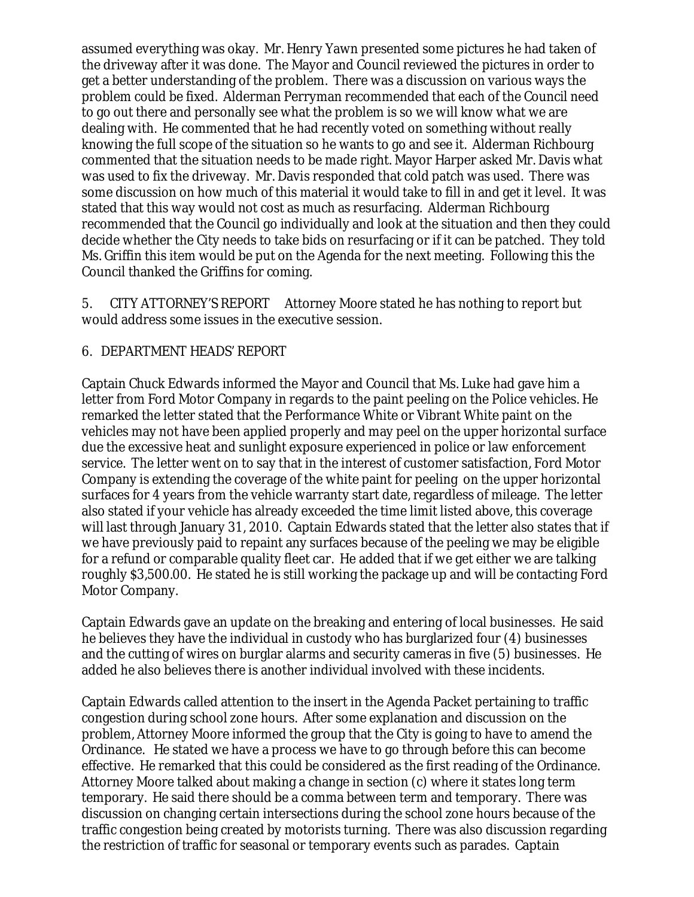assumed everything was okay. Mr. Henry Yawn presented some pictures he had taken of the driveway after it was done. The Mayor and Council reviewed the pictures in order to get a better understanding of the problem. There was a discussion on various ways the problem could be fixed. Alderman Perryman recommended that each of the Council need to go out there and personally see what the problem is so we will know what we are dealing with. He commented that he had recently voted on something without really knowing the full scope of the situation so he wants to go and see it. Alderman Richbourg commented that the situation needs to be made right. Mayor Harper asked Mr. Davis what was used to fix the driveway. Mr. Davis responded that cold patch was used. There was some discussion on how much of this material it would take to fill in and get it level. It was stated that this way would not cost as much as resurfacing. Alderman Richbourg recommended that the Council go individually and look at the situation and then they could decide whether the City needs to take bids on resurfacing or if it can be patched. They told Ms. Griffin this item would be put on the Agenda for the next meeting. Following this the Council thanked the Griffins for coming.

5. CITY ATTORNEY'S REPORT Attorney Moore stated he has nothing to report but would address some issues in the executive session.

6. DEPARTMENT HEADS' REPORT

Captain Chuck Edwards informed the Mayor and Council that Ms. Luke had gave him a letter from Ford Motor Company in regards to the paint peeling on the Police vehicles. He remarked the letter stated that the Performance White or Vibrant White paint on the vehicles may not have been applied properly and may peel on the upper horizontal surface due the excessive heat and sunlight exposure experienced in police or law enforcement service. The letter went on to say that in the interest of customer satisfaction, Ford Motor Company is extending the coverage of the white paint for peeling on the upper horizontal surfaces for 4 years from the vehicle warranty start date, regardless of mileage. The letter also stated if your vehicle has already exceeded the time limit listed above, this coverage will last through January 31, 2010. Captain Edwards stated that the letter also states that if we have previously paid to repaint any surfaces because of the peeling we may be eligible for a refund or comparable quality fleet car. He added that if we get either we are talking roughly $3,500.00. He stated he is still working the package up and will be contacting Ford Motor Company.

Captain Edwards gave an update on the breaking and entering of local businesses. He said he believes they have the individual in custody who has burglarized four (4) businesses and the cutting of wires on burglar alarms and security cameras in five (5) businesses. He added he also believes there is another individual involved with these incidents.

Captain Edwards called attention to the insert in the Agenda Packet pertaining to traffic congestion during school zone hours. After some explanation and discussion on the problem, Attorney Moore informed the group that the City is going to have to amend the Ordinance. He stated we have a process we have to go through before this can become effective. He remarked that this could be considered as the first reading of the Ordinance. Attorney Moore talked about making a change in section (c) where it states long term temporary. He said there should be a comma between term and temporary. There was discussion on changing certain intersections during the school zone hours because of the traffic congestion being created by motorists turning. There was also discussion regarding the restriction of traffic for seasonal or temporary events such as parades. Captain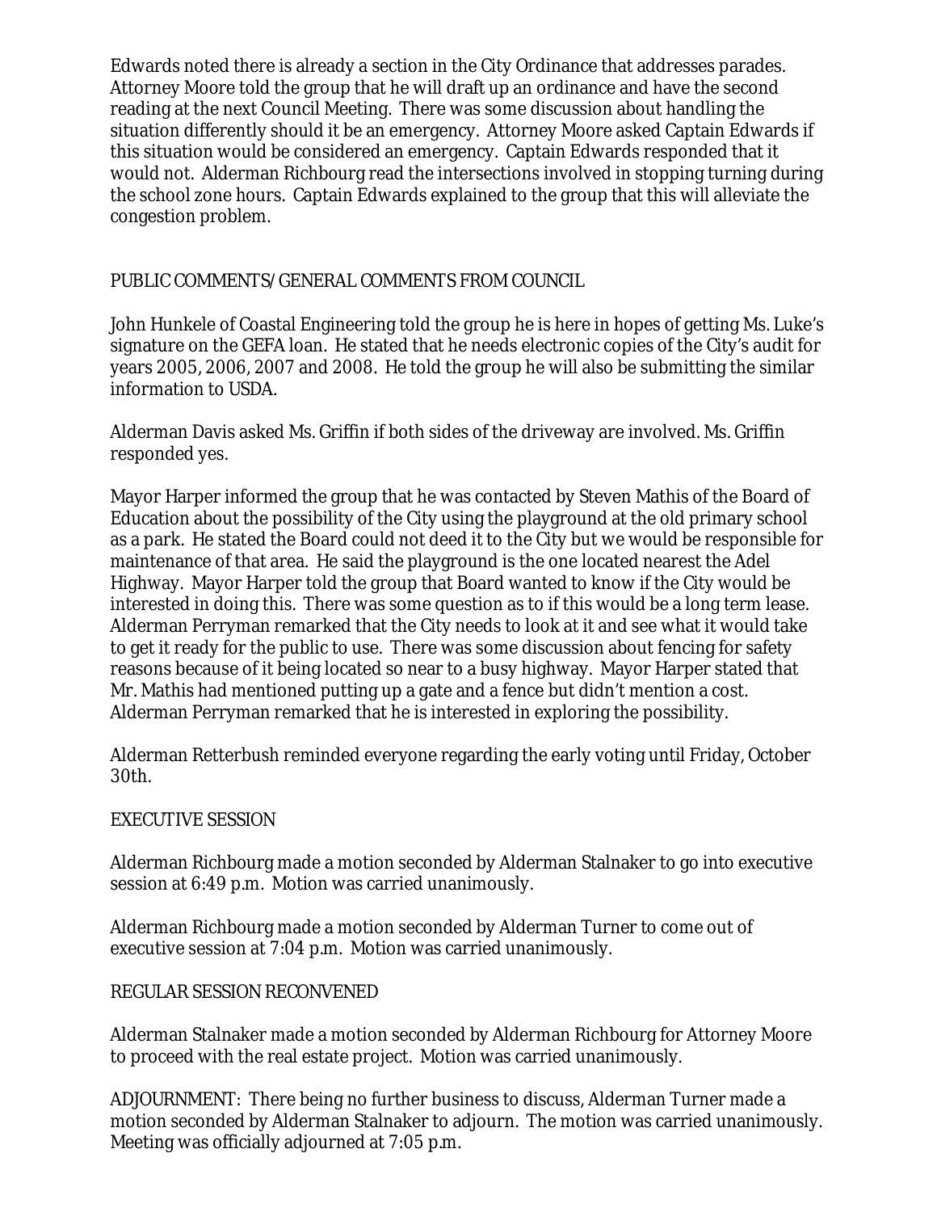Edwards noted there is already a section in the City Ordinance that addresses parades. Attorney Moore told the group that he will draft up an ordinance and have the second reading at the next Council Meeting. There was some discussion about handling the situation differently should it be an emergency. Attorney Moore asked Captain Edwards if this situation would be considered an emergency. Captain Edwards responded that it would not. Alderman Richbourg read the intersections involved in stopping turning during the school zone hours. Captain Edwards explained to the group that this will alleviate the congestion problem.

PUBLIC COMMENTS/GENERAL COMMENTS FROM COUNCIL

John Hunkele of Coastal Engineering told the group he is here in hopes of getting Ms. Luke's signature on the GEFA loan. He stated that he needs electronic copies of the City's audit for years 2005, 2006, 2007 and 2008. He told the group he will also be submitting the similar information to USDA.

Alderman Davis asked Ms. Griffin if both sides of the driveway are involved. Ms. Griffin responded yes.

Mayor Harper informed the group that he was contacted by Steven Mathis of the Board of Education about the possibility of the City using the playground at the old primary school as a park. He stated the Board could not deed it to the City but we would be responsible for maintenance of that area. He said the playground is the one located nearest the Adel Highway. Mayor Harper told the group that Board wanted to know if the City would be interested in doing this. There was some question as to if this would be a long term lease. Alderman Perryman remarked that the City needs to look at it and see what it would take to get it ready for the public to use. There was some discussion about fencing for safety reasons because of it being located so near to a busy highway. Mayor Harper stated that Mr. Mathis had mentioned putting up a gate and a fence but didn't mention a cost. Alderman Perryman remarked that he is interested in exploring the possibility.

Alderman Retterbush reminded everyone regarding the early voting until Friday, October 30th.

EXECUTIVE SESSION

Alderman Richbourg made a motion seconded by Alderman Stalnaker to go into executive session at 6:49 p.m. Motion was carried unanimously.

Alderman Richbourg made a motion seconded by Alderman Turner to come out of executive session at 7:04 p.m. Motion was carried unanimously.

REGULAR SESSION RECONVENED

Alderman Stalnaker made a motion seconded by Alderman Richbourg for Attorney Moore to proceed with the real estate project. Motion was carried unanimously.

ADJOURNMENT: There being no further business to discuss, Alderman Turner made a motion seconded by Alderman Stalnaker to adjourn. The motion was carried unanimously. Meeting was officially adjourned at 7:05 p.m.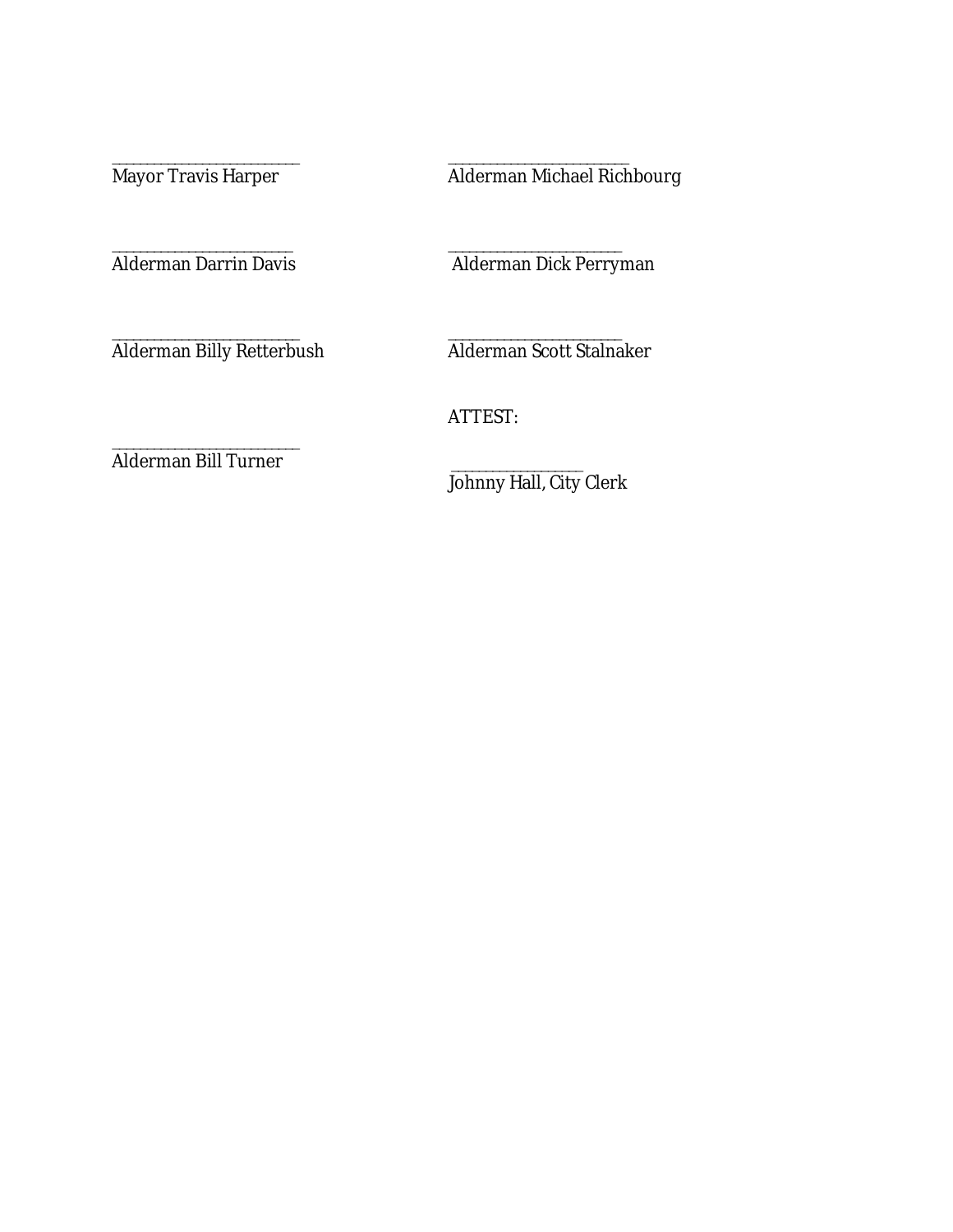______________________________ Mayor Travis Harper

______________________________ Alderman Michael Richbourg

______________________________ Alderman Darrin Davis

______________________________ Alderman Dick Perryman

______________________________ Alderman Billy Retterbush

______________________________ Alderman Scott Stalnaker

______________________________ Alderman Bill Turner

ATTEST:

______________________ Johnny Hall, City Clerk